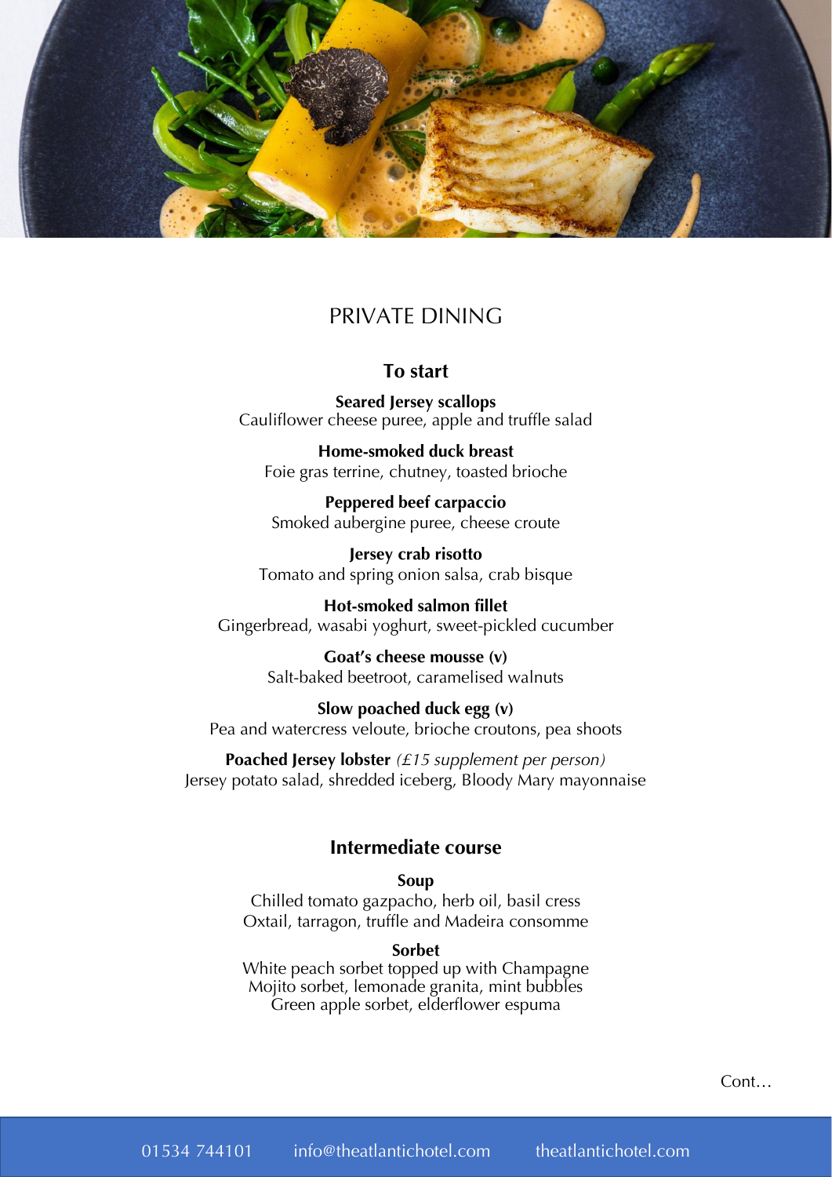# PRIVATE DINING

## To start

**Seared Jersey scallops**
Cauliflower cheese puree, apple and truffle salad

**Home-smoked duck breast**
Foie gras terrine, chutney, toasted brioche

**Peppered beef carpaccio**
Smoked aubergine puree, cheese croute

**Jersey crab risotto**
Tomato and spring onion salsa, crab bisque

**Hot-smoked salmon fillet**
Gingerbread, wasabi yoghurt, sweet-pickled cucumber

**Goat's cheese mousse (v)**
Salt-baked beetroot, caramelised walnuts

**Slow poached duck egg (v)**
Pea and watercress veloute, brioche croutons, pea shoots

**Poached Jersey lobster** *(£15 supplement per person)*
Jersey potato salad, shredded iceberg, Bloody Mary mayonnaise

## Intermediate course

**Soup**
Chilled tomato gazpacho, herb oil, basil cress
Oxtail, tarragon, truffle and Madeira consomme

**Sorbet**
White peach sorbet topped up with Champagne
Mojito sorbet, lemonade granita, mint bubbles
Green apple sorbet, elderflower espuma

Cont…

01534 744101 info@theatlantichotel.com theatlantichotel.com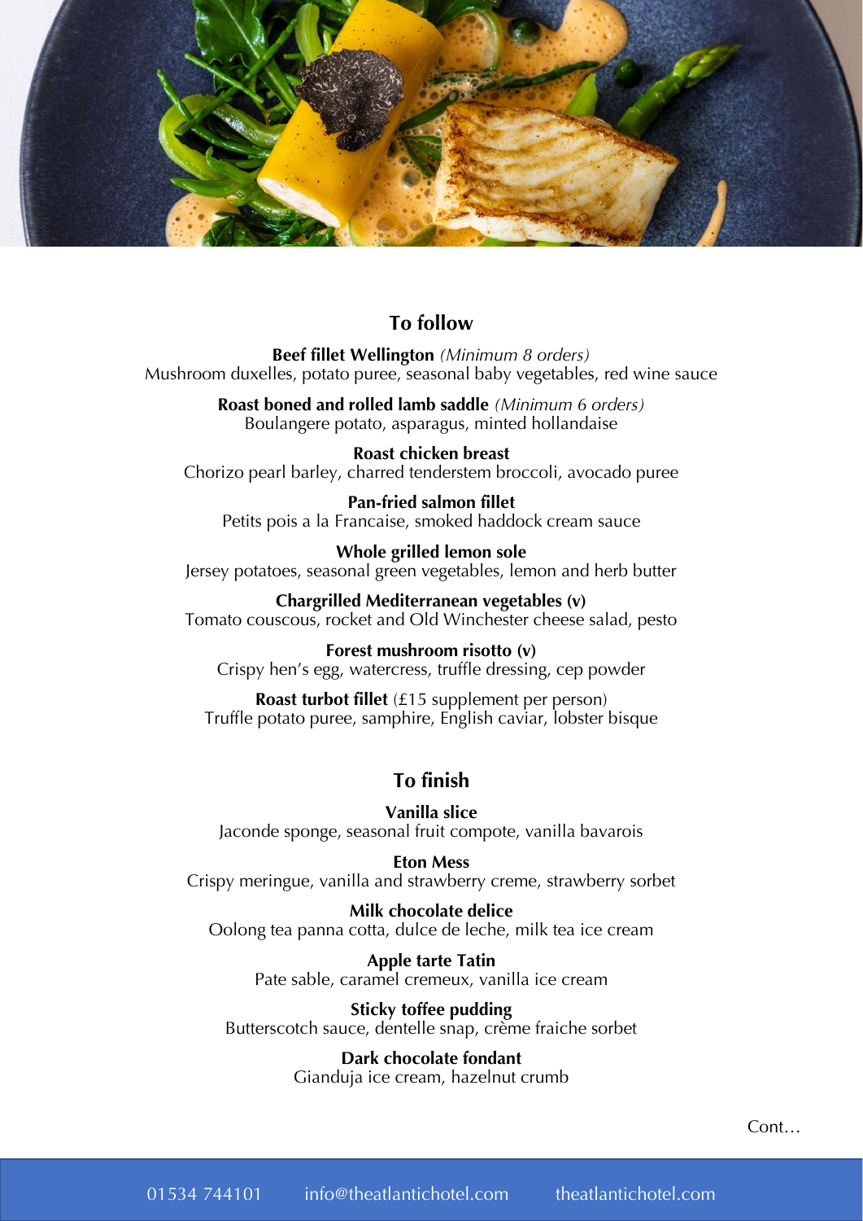## To follow

**Beef fillet Wellington** *(Minimum 8 orders)*
Mushroom duxelles, potato puree, seasonal baby vegetables, red wine sauce

**Roast boned and rolled lamb saddle** *(Minimum 6 orders)*
Boulangere potato, asparagus, minted hollandaise

**Roast chicken breast**
Chorizo pearl barley, charred tenderstem broccoli, avocado puree

**Pan-fried salmon fillet**
Petits pois a la Francaise, smoked haddock cream sauce

**Whole grilled lemon sole**
Jersey potatoes, seasonal green vegetables, lemon and herb butter

**Chargrilled Mediterranean vegetables (v)**
Tomato couscous, rocket and Old Winchester cheese salad, pesto

**Forest mushroom risotto (v)**
Crispy hen's egg, watercress, truffle dressing, cep powder

**Roast turbot fillet** (£15 supplement per person)
Truffle potato puree, samphire, English caviar, lobster bisque

## To finish

**Vanilla slice**
Jaconde sponge, seasonal fruit compote, vanilla bavarois

**Eton Mess**
Crispy meringue, vanilla and strawberry creme, strawberry sorbet

**Milk chocolate delice**
Oolong tea panna cotta, dulce de leche, milk tea ice cream

**Apple tarte Tatin**
Pate sable, caramel cremeux, vanilla ice cream

**Sticky toffee pudding**
Butterscotch sauce, dentelle snap, crème fraiche sorbet

**Dark chocolate fondant**
Gianduja ice cream, hazelnut crumb

Cont…

01534 744101 info@theatlantichotel.com theatlantichotel.com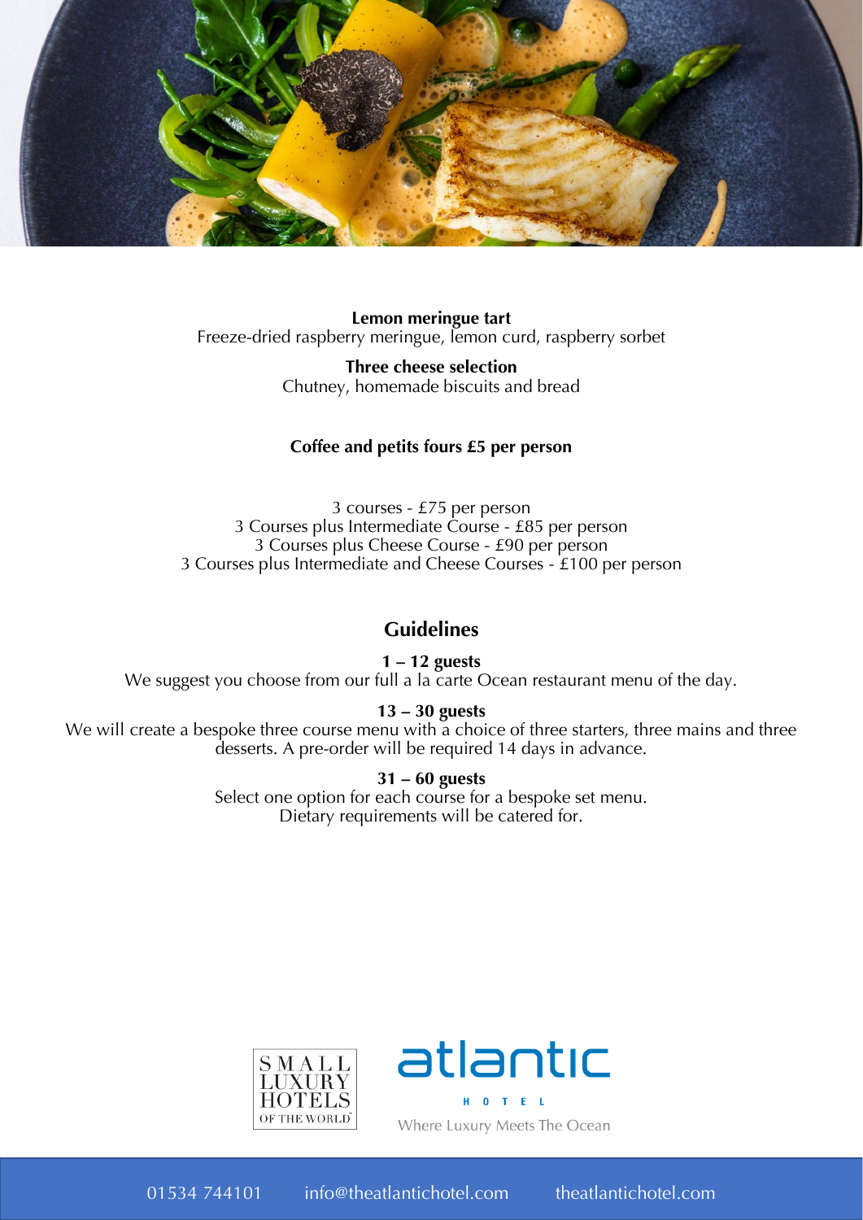**Lemon meringue tart**
Freeze-dried raspberry meringue, lemon curd, raspberry sorbet

**Three cheese selection**
Chutney, homemade biscuits and bread

**Coffee and petits fours £5 per person**

3 courses - £75 per person
3 Courses plus Intermediate Course - £85 per person
3 Courses plus Cheese Course - £90 per person
3 Courses plus Intermediate and Cheese Courses - £100 per person

## Guidelines

**1 – 12 guests**
We suggest you choose from our full a la carte Ocean restaurant menu of the day.

**13 – 30 guests**
We will create a bespoke three course menu with a choice of three starters, three mains and three desserts. A pre-order will be required 14 days in advance.

**31 – 60 guests**
Select one option for each course for a bespoke set menu.
Dietary requirements will be catered for.

SMALL LUXURY HOTELS OF THE WORLD

atlantic HOTEL

Where Luxury Meets The Ocean

01534 744101 info@theatlantichotel.com theatlantichotel.com